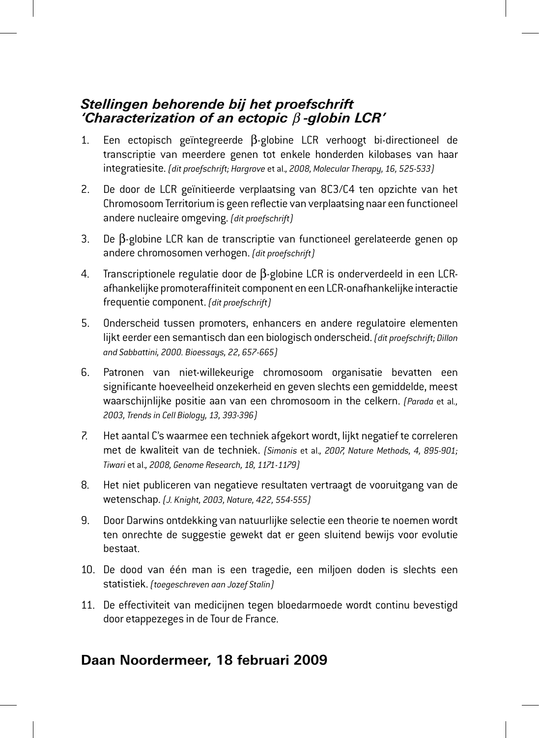## *Stellingen behorende bij het proefschrift 'Characterization of an ectopic β-globin LCR'*

1. Een ectopisch geïntegreerde β-globine LCR verhoogt bi-directioneel de transcriptie van meerdere genen tot enkele honderden kilobases van haar integratiesite. *(dit proefschrift; Hargrove et al., 2008, Molecular Therapy, 16, 525-533)*

2. De door de LCR geïnitieerde verplaatsing van 8C3/C4 ten opzichte van het Chromosoom Territorium is geen reflectie van verplaatsing naar een functioneel andere nucleaire omgeving. *(dit proefschrift)*

3. De β-globine LCR kan de transcriptie van functioneel gerelateerde genen op andere chromosomen verhogen. *(dit proefschrift)*

4. Transcriptionele regulatie door de β-globine LCR is onderverdeeld in een LCR-afhankelijke promoteraffiniteit component en een LCR-onafhankelijke interactie frequentie component. *(dit proefschrift)*

5. Onderscheid tussen promoters, enhancers en andere regulatoire elementen lijkt eerder een semantisch dan een biologisch onderscheid. *(dit proefschrift; Dillon and Sabbattini, 2000. Bioessays, 22, 657-665)*

6. Patronen van niet-willekeurige chromosoom organisatie bevatten een significante hoeveelheid onzekerheid en geven slechts een gemiddelde, meest waarschijnlijke positie aan van een chromosoom in the celkern. *(Parada et al., 2003, Trends in Cell Biology, 13, 393-396)*

7. Het aantal C's waarmee een techniek afgekort wordt, lijkt negatief te correleren met de kwaliteit van de techniek. *(Simonis et al., 2007, Nature Methods, 4, 895-901; Tiwari et al., 2008, Genome Research, 18, 1171-1179)*

8. Het niet publiceren van negatieve resultaten vertraagt de vooruitgang van de wetenschap. *(J. Knight, 2003, Nature, 422, 554-555)*

9. Door Darwins ontdekking van natuurlijke selectie een theorie te noemen wordt ten onrechte de suggestie gewekt dat er geen sluitend bewijs voor evolutie bestaat.

10. De dood van één man is een tragedie, een miljoen doden is slechts een statistiek. *(toegeschreven aan Jozef Stalin)*

11. De effectiviteit van medicijnen tegen bloedarmoede wordt continu bevestigd door etappezeges in de Tour de France.

**Daan Noordermeer, 18 februari 2009**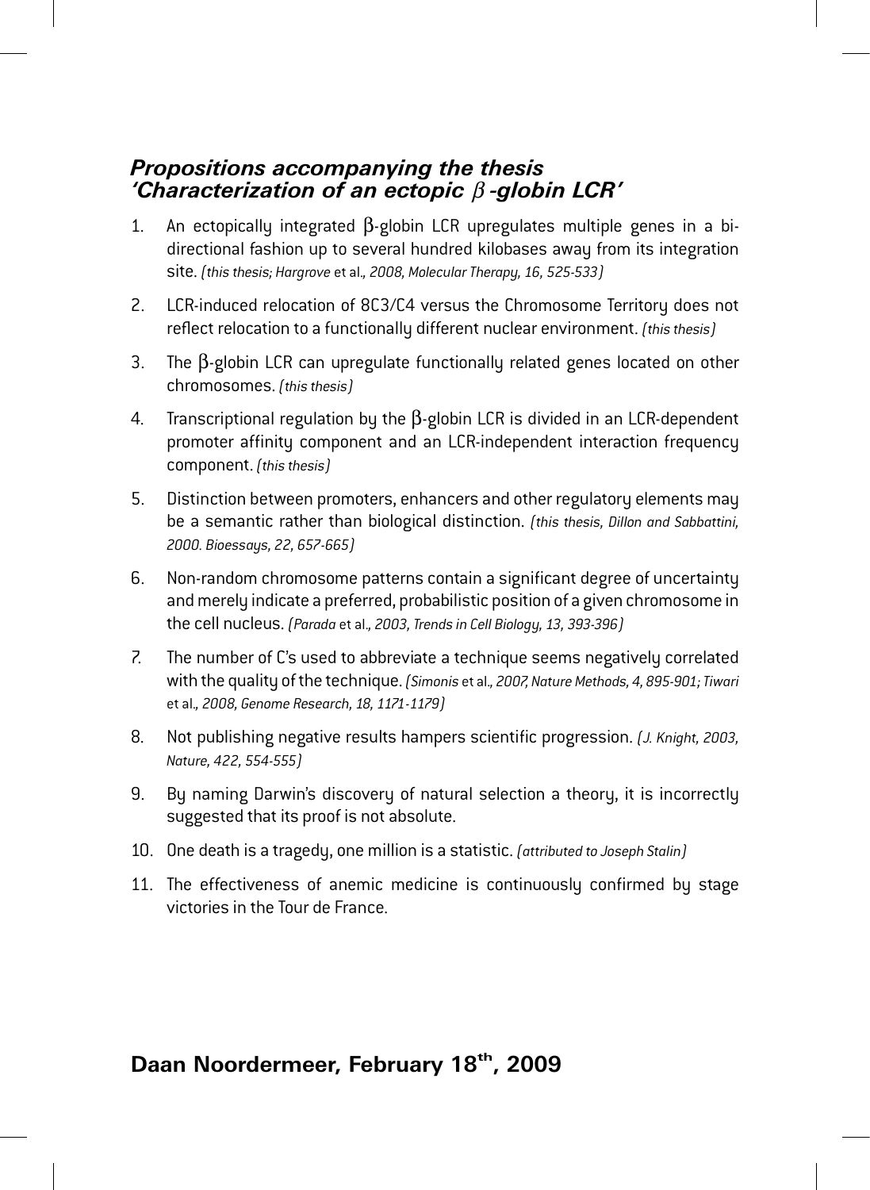## *Propositions accompanying the thesis 'Characterization of an ectopic β-globin LCR'*

1. An ectopically integrated β-globin LCR upregulates multiple genes in a bi-directional fashion up to several hundred kilobases away from its integration site. *(this thesis; Hargrove* et al.*, 2008, Molecular Therapy, 16, 525-533)*
2. LCR-induced relocation of 8C3/C4 versus the Chromosome Territory does not reflect relocation to a functionally different nuclear environment. *(this thesis)*
3. The β-globin LCR can upregulate functionally related genes located on other chromosomes. *(this thesis)*
4. Transcriptional regulation by the β-globin LCR is divided in an LCR-dependent promoter affinity component and an LCR-independent interaction frequency component. *(this thesis)*
5. Distinction between promoters, enhancers and other regulatory elements may be a semantic rather than biological distinction. *(this thesis, Dillon and Sabbattini, 2000. Bioessays, 22, 657-665)*
6. Non-random chromosome patterns contain a significant degree of uncertainty and merely indicate a preferred, probabilistic position of a given chromosome in the cell nucleus. *(Parada* et al.*, 2003, Trends in Cell Biology, 13, 393-396)*
7. The number of C's used to abbreviate a technique seems negatively correlated with the quality of the technique. *(Simonis* et al.*, 2007, Nature Methods, 4, 895-901; Tiwari* et al.*, 2008, Genome Research, 18, 1171-1179)*
8. Not publishing negative results hampers scientific progression. *(J. Knight, 2003, Nature, 422, 554-555)*
9. By naming Darwin's discovery of natural selection a theory, it is incorrectly suggested that its proof is not absolute.
10. One death is a tragedy, one million is a statistic. *(attributed to Joseph Stalin)*
11. The effectiveness of anemic medicine is continuously confirmed by stage victories in the Tour de France.

**Daan Noordermeer, February 18th, 2009**